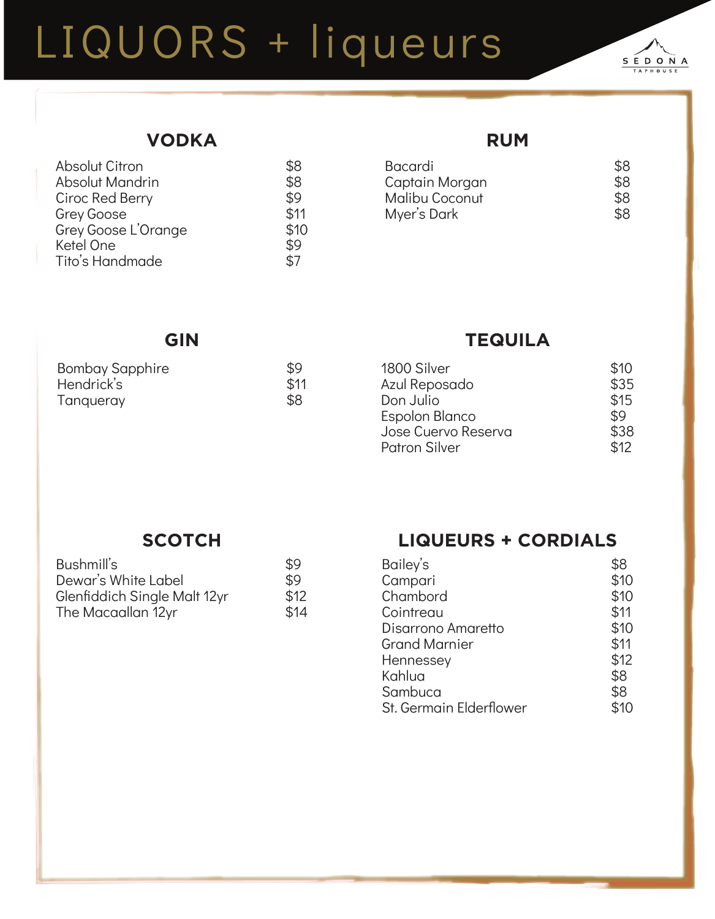# LIQUORS + liqueurs

SEDONA TAPHOUSE

## VODKA

| Item | Price |
|---|---|
| Absolut Citron | $8 |
| Absolut Mandrin | $8 |
| Ciroc Red Berry | $9 |
| Grey Goose | $11 |
| Grey Goose L'Orange | $10 |
| Ketel One | $9 |
| Tito's Handmade | $7 |

## RUM

| Item | Price |
|---|---|
| Bacardi | $8 |
| Captain Morgan | $8 |
| Malibu Coconut | $8 |
| Myer's Dark | $8 |

## GIN

| Item | Price |
|---|---|
| Bombay Sapphire | $9 |
| Hendrick's | $11 |
| Tanqueray | $8 |

## TEQUILA

| Item | Price |
|---|---|
| 1800 Silver | $10 |
| Azul Reposado | $35 |
| Don Julio | $15 |
| Espolon Blanco | $9 |
| Jose Cuervo Reserva | $38 |
| Patron Silver | $12 |

## SCOTCH

| Item | Price |
|---|---|
| Bushmill's | $9 |
| Dewar's White Label | $9 |
| Glenfiddich Single Malt 12yr | $12 |
| The Macaallan 12yr | $14 |

## LIQUEURS + CORDIALS

| Item | Price |
|---|---|
| Bailey's | $8 |
| Campari | $10 |
| Chambord | $10 |
| Cointreau | $11 |
| Disarrono Amaretto | $10 |
| Grand Marnier | $11 |
| Hennessey | $12 |
| Kahlua | $8 |
| Sambuca | $8 |
| St. Germain Elderflower | $10 |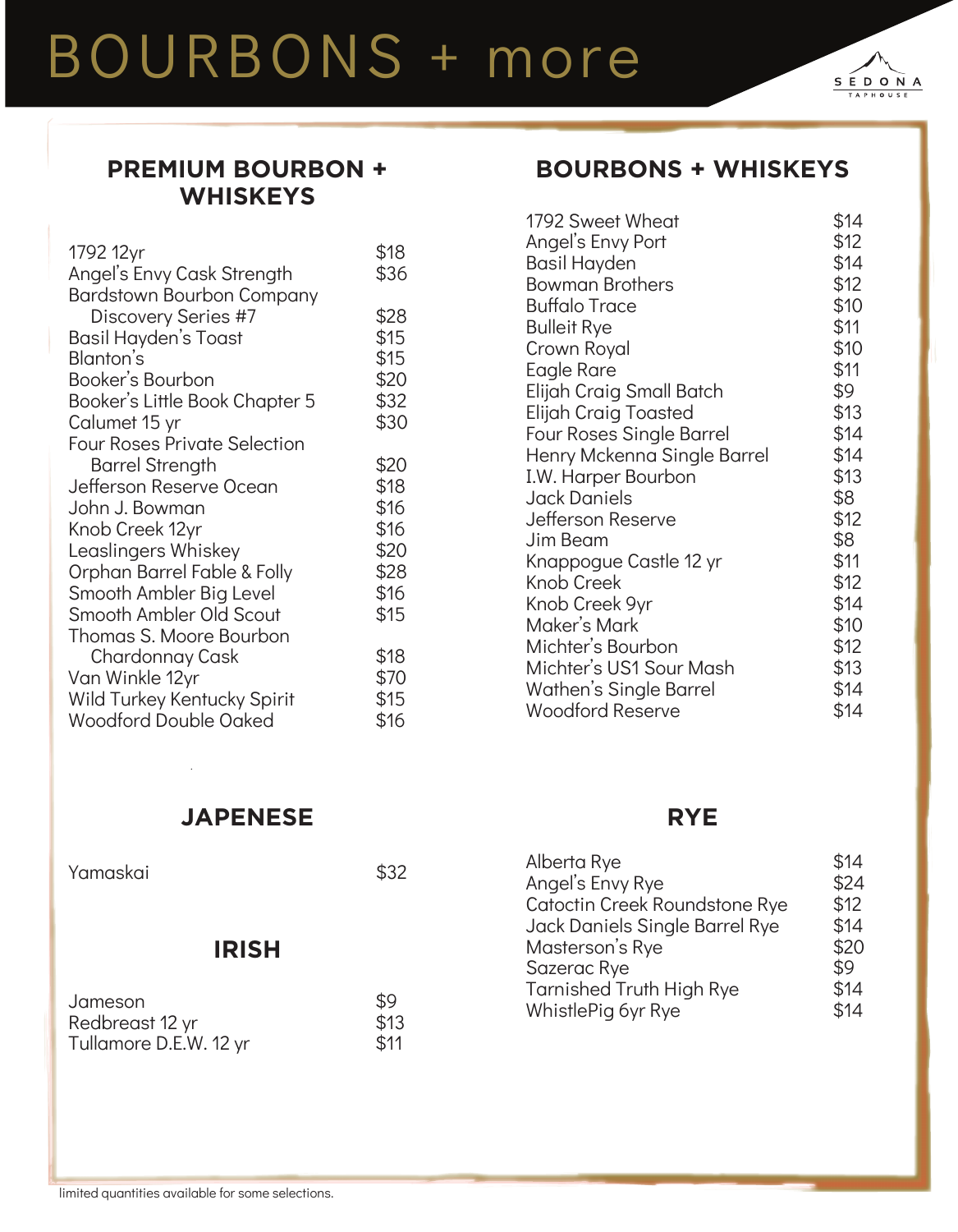# BOURBONS + more

SEDONA TAPHOUSE

## PREMIUM BOURBON + WHISKEYS

| | |
|---|---|
| 1792 12yr | $18 |
| Angel's Envy Cask Strength | $36 |
| Bardstown Bourbon Company Discovery Series #7 | $28 |
| Basil Hayden's Toast | $15 |
| Blanton's | $15 |
| Booker's Bourbon | $20 |
| Booker's Little Book Chapter 5 | $32 |
| Calumet 15 yr | $30 |
| Four Roses Private Selection Barrel Strength | $20 |
| Jefferson Reserve Ocean | $18 |
| John J. Bowman | $16 |
| Knob Creek 12yr | $16 |
| Leaslingers Whiskey | $20 |
| Orphan Barrel Fable & Folly | $28 |
| Smooth Ambler Big Level | $16 |
| Smooth Ambler Old Scout | $15 |
| Thomas S. Moore Bourbon Chardonnay Cask | $18 |
| Van Winkle 12yr | $70 |
| Wild Turkey Kentucky Spirit | $15 |
| Woodford Double Oaked | $16 |

## BOURBONS + WHISKEYS

| | |
|---|---|
| 1792 Sweet Wheat | $14 |
| Angel's Envy Port | $12 |
| Basil Hayden | $14 |
| Bowman Brothers | $12 |
| Buffalo Trace | $10 |
| Bulleit Rye | $11 |
| Crown Royal | $10 |
| Eagle Rare | $11 |
| Elijah Craig Small Batch | $9 |
| Elijah Craig Toasted | $13 |
| Four Roses Single Barrel | $14 |
| Henry Mckenna Single Barrel | $14 |
| I.W. Harper Bourbon | $13 |
| Jack Daniels | $8 |
| Jefferson Reserve | $12 |
| Jim Beam | $8 |
| Knappogue Castle 12 yr | $11 |
| Knob Creek | $12 |
| Knob Creek 9yr | $14 |
| Maker's Mark | $10 |
| Michter's Bourbon | $12 |
| Michter's US1 Sour Mash | $13 |
| Wathen's Single Barrel | $14 |
| Woodford Reserve | $14 |

## JAPENESE

| | |
|---|---|
| Yamaskai | $32 |

## IRISH

| | |
|---|---|
| Jameson | $9 |
| Redbreast 12 yr | $13 |
| Tullamore D.E.W. 12 yr | $11 |

## RYE

| | |
|---|---|
| Alberta Rye | $14 |
| Angel's Envy Rye | $24 |
| Catoctin Creek Roundstone Rye | $12 |
| Jack Daniels Single Barrel Rye | $14 |
| Masterson's Rye | $20 |
| Sazerac Rye | $9 |
| Tarnished Truth High Rye | $14 |
| WhistlePig 6yr Rye | $14 |

limited quantities available for some selections.